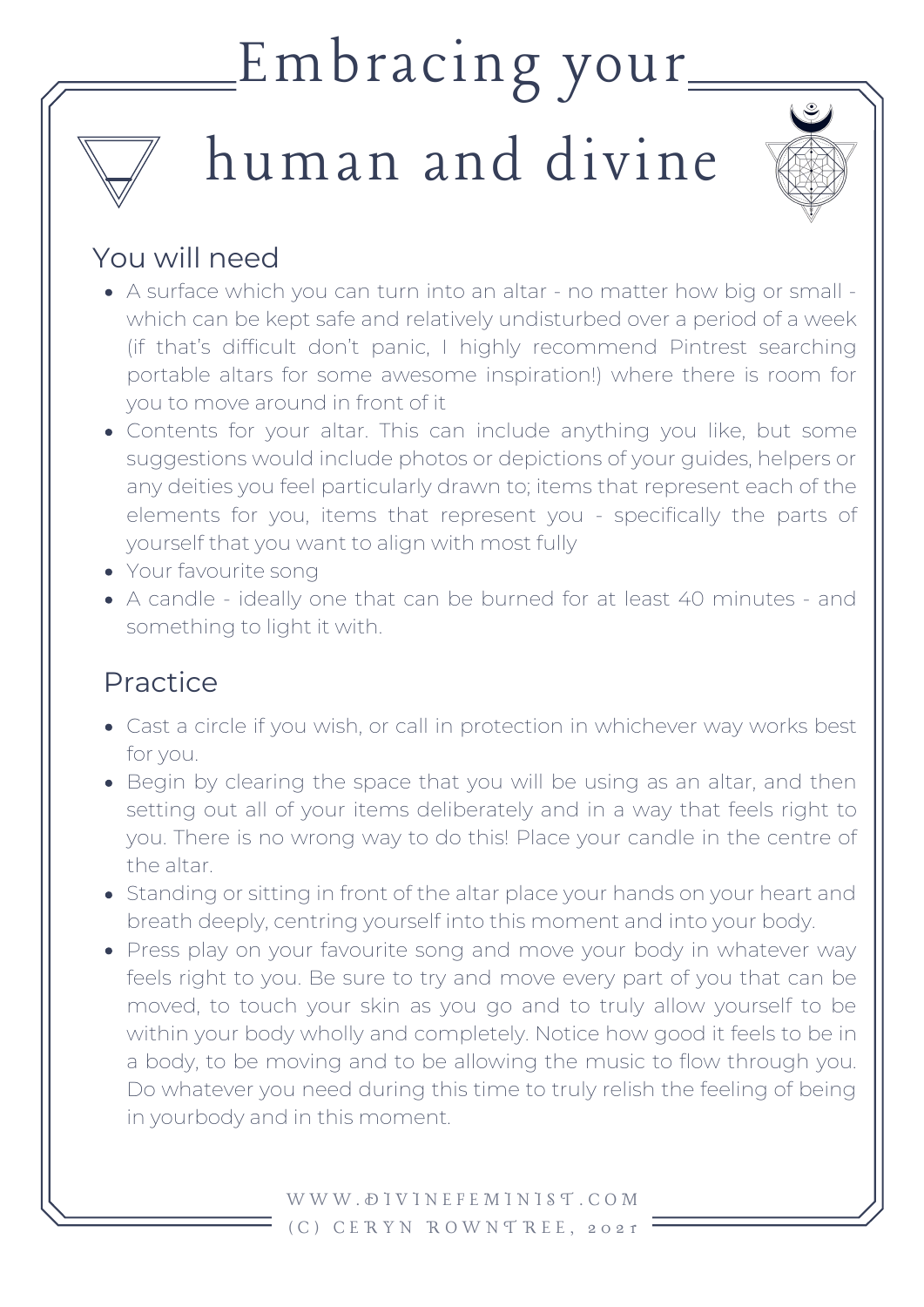# Embracing your human and divine

## You will need

- A surface which you can turn into an altar - no matter how big or small - which can be kept safe and relatively undisturbed over a period of a week (if that's difficult don't panic, I highly recommend Pintrest searching portable altars for some awesome inspiration!) where there is room for you to move around in front of it
- Contents for your altar. This can include anything you like, but some suggestions would include photos or depictions of your guides, helpers or any deities you feel particularly drawn to; items that represent each of the elements for you, items that represent you - specifically the parts of yourself that you want to align with most fully
- Your favourite song
- A candle - ideally one that can be burned for at least 40 minutes - and something to light it with.

## Practice

- Cast a circle if you wish, or call in protection in whichever way works best for you.
- Begin by clearing the space that you will be using as an altar, and then setting out all of your items deliberately and in a way that feels right to you. There is no wrong way to do this! Place your candle in the centre of the altar.
- Standing or sitting in front of the altar place your hands on your heart and breath deeply, centring yourself into this moment and into your body.
- Press play on your favourite song and move your body in whatever way feels right to you. Be sure to try and move every part of you that can be moved, to touch your skin as you go and to truly allow yourself to be within your body wholly and completely. Notice how good it feels to be in a body, to be moving and to be allowing the music to flow through you. Do whatever you need during this time to truly relish the feeling of being in yourbody and in this moment.

WWW.DIVINEFEMINIST.COM
(C) CERYN ROWNTREE, 2021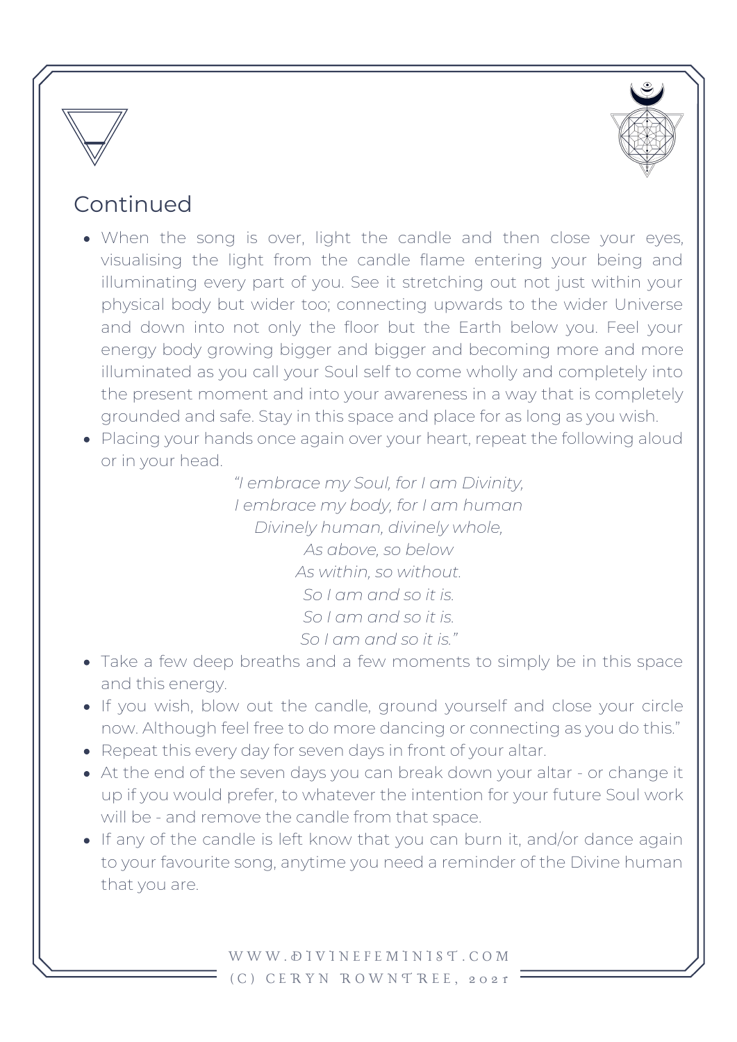## Continued

- When the song is over, light the candle and then close your eyes, visualising the light from the candle flame entering your being and illuminating every part of you. See it stretching out not just within your physical body but wider too; connecting upwards to the wider Universe and down into not only the floor but the Earth below you. Feel your energy body growing bigger and bigger and becoming more and more illuminated as you call your Soul self to come wholly and completely into the present moment and into your awareness in a way that is completely grounded and safe. Stay in this space and place for as long as you wish.
- Placing your hands once again over your heart, repeat the following aloud or in your head.

  *"I embrace my Soul, for I am Divinity,*
  *I embrace my body, for I am human*
  *Divinely human, divinely whole,*
  *As above, so below*
  *As within, so without.*
  *So I am and so it is.*
  *So I am and so it is.*
  *So I am and so it is."*

- Take a few deep breaths and a few moments to simply be in this space and this energy.
- If you wish, blow out the candle, ground yourself and close your circle now. Although feel free to do more dancing or connecting as you do this."
- Repeat this every day for seven days in front of your altar.
- At the end of the seven days you can break down your altar - or change it up if you would prefer, to whatever the intention for your future Soul work will be - and remove the candle from that space.
- If any of the candle is left know that you can burn it, and/or dance again to your favourite song, anytime you need a reminder of the Divine human that you are.

WWW.DIVINEFEMINIST.COM
(C) CERYN ROWNTREE, 2021